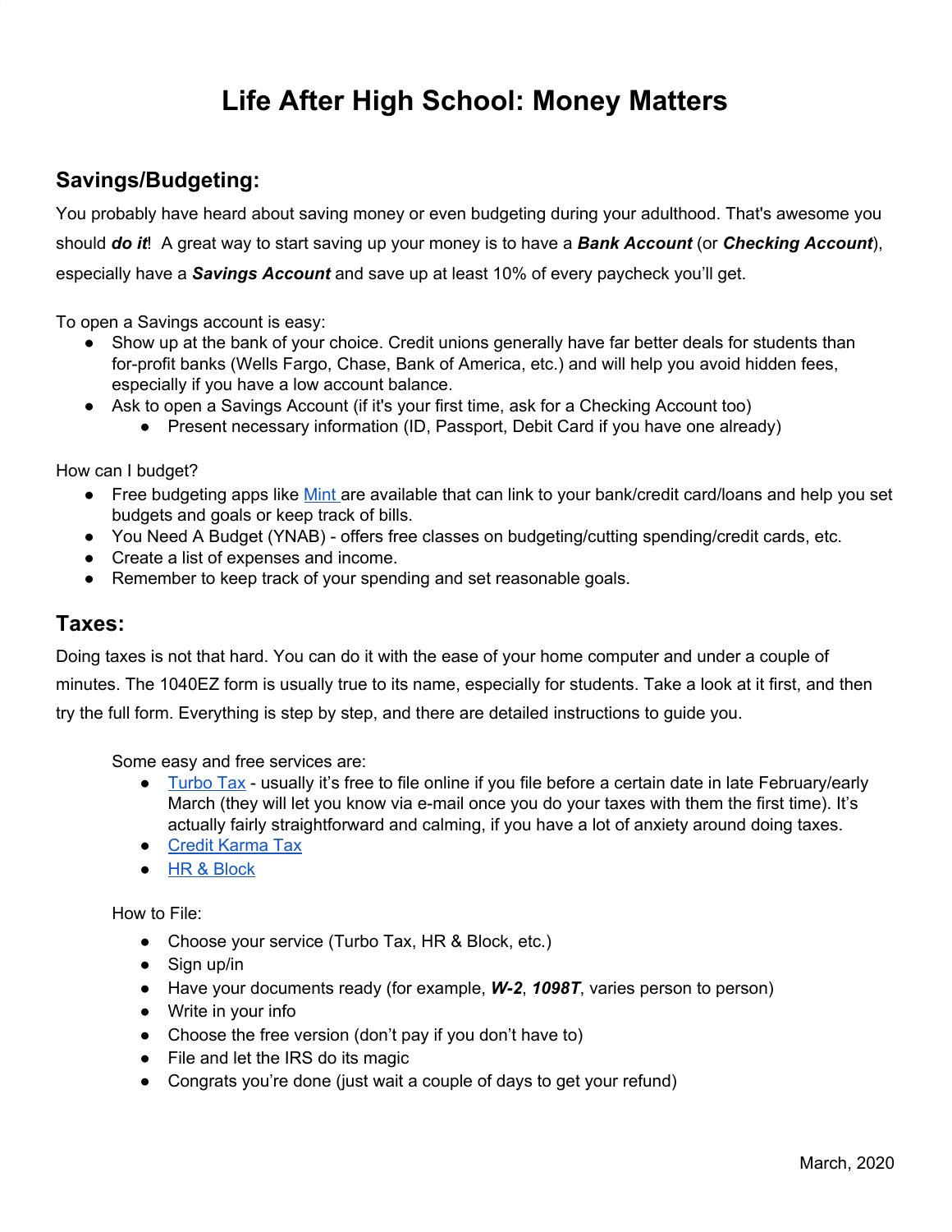# Life After High School: Money Matters

## Savings/Budgeting:

You probably have heard about saving money or even budgeting during your adulthood. That's awesome you should ***do it***! A great way to start saving up your money is to have a ***Bank Account*** (or ***Checking Account***), especially have a ***Savings Account*** and save up at least 10% of every paycheck you'll get.

To open a Savings account is easy:

- Show up at the bank of your choice. Credit unions generally have far better deals for students than for-profit banks (Wells Fargo, Chase, Bank of America, etc.) and will help you avoid hidden fees, especially if you have a low account balance.
- Ask to open a Savings Account (if it's your first time, ask for a Checking Account too)
  - Present necessary information (ID, Passport, Debit Card if you have one already)

How can I budget?

- Free budgeting apps like Mint are available that can link to your bank/credit card/loans and help you set budgets and goals or keep track of bills.
- You Need A Budget (YNAB) - offers free classes on budgeting/cutting spending/credit cards, etc.
- Create a list of expenses and income.
- Remember to keep track of your spending and set reasonable goals.

## Taxes:

Doing taxes is not that hard. You can do it with the ease of your home computer and under a couple of minutes. The 1040EZ form is usually true to its name, especially for students. Take a look at it first, and then try the full form. Everything is step by step, and there are detailed instructions to guide you.

Some easy and free services are:

- Turbo Tax - usually it's free to file online if you file before a certain date in late February/early March (they will let you know via e-mail once you do your taxes with them the first time). It's actually fairly straightforward and calming, if you have a lot of anxiety around doing taxes.
- Credit Karma Tax
- HR & Block

How to File:

- Choose your service (Turbo Tax, HR & Block, etc.)
- Sign up/in
- Have your documents ready (for example, ***W-2***, ***1098T***, varies person to person)
- Write in your info
- Choose the free version (don't pay if you don't have to)
- File and let the IRS do its magic
- Congrats you're done (just wait a couple of days to get your refund)

March, 2020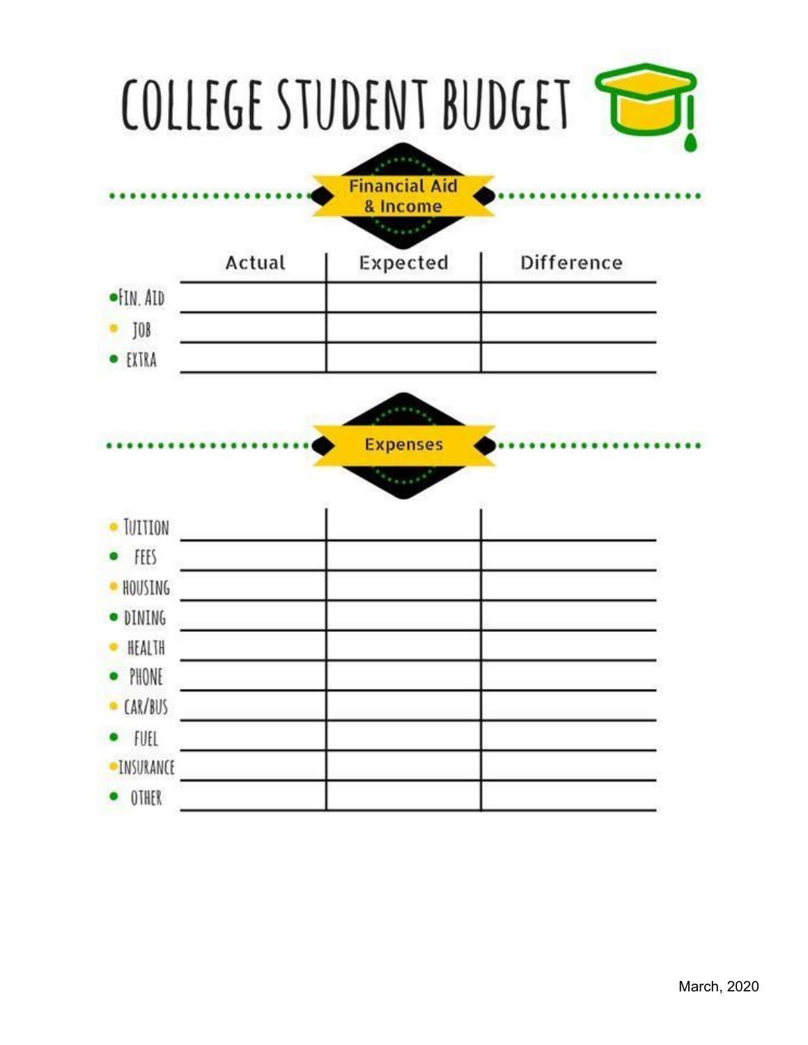# COLLEGE STUDENT BUDGET

## Financial Aid & Income

| | Actual | Expected | Difference |
|---|---|---|---|
| FIN. AID | | | |
| JOB | | | |
| EXTRA | | | |

## Expenses

| | Actual | Expected | Difference |
|---|---|---|---|
| TUITION | | | |
| FEES | | | |
| HOUSING | | | |
| DINING | | | |
| HEALTH | | | |
| PHONE | | | |
| CAR/BUS | | | |
| FUEL | | | |
| INSURANCE | | | |
| OTHER | | | |

March, 2020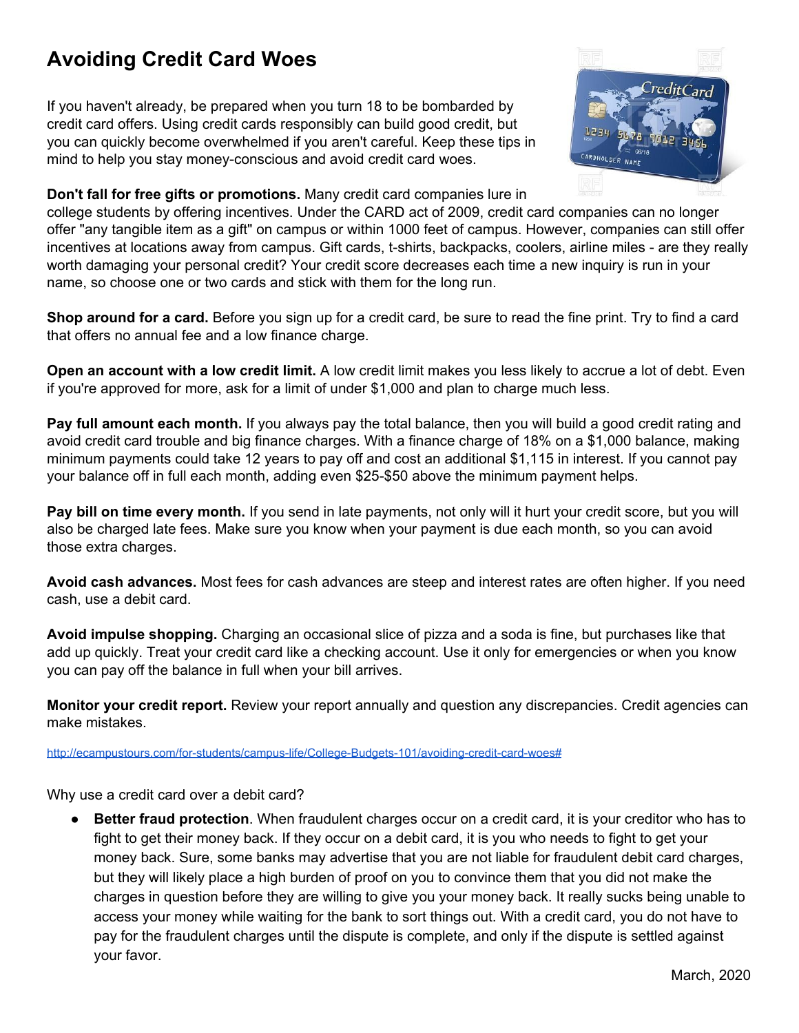# Avoiding Credit Card Woes

If you haven't already, be prepared when you turn 18 to be bombarded by credit card offers. Using credit cards responsibly can build good credit, but you can quickly become overwhelmed if you aren't careful. Keep these tips in mind to help you stay money-conscious and avoid credit card woes.

**Don't fall for free gifts or promotions.** Many credit card companies lure in college students by offering incentives. Under the CARD act of 2009, credit card companies can no longer offer "any tangible item as a gift" on campus or within 1000 feet of campus. However, companies can still offer incentives at locations away from campus. Gift cards, t-shirts, backpacks, coolers, airline miles - are they really worth damaging your personal credit? Your credit score decreases each time a new inquiry is run in your name, so choose one or two cards and stick with them for the long run.

**Shop around for a card.** Before you sign up for a credit card, be sure to read the fine print. Try to find a card that offers no annual fee and a low finance charge.

**Open an account with a low credit limit.** A low credit limit makes you less likely to accrue a lot of debt. Even if you're approved for more, ask for a limit of under $1,000 and plan to charge much less.

**Pay full amount each month.** If you always pay the total balance, then you will build a good credit rating and avoid credit card trouble and big finance charges. With a finance charge of 18% on a $1,000 balance, making minimum payments could take 12 years to pay off and cost an additional $1,115 in interest. If you cannot pay your balance off in full each month, adding even $25-$50 above the minimum payment helps.

**Pay bill on time every month.** If you send in late payments, not only will it hurt your credit score, but you will also be charged late fees. Make sure you know when your payment is due each month, so you can avoid those extra charges.

**Avoid cash advances.** Most fees for cash advances are steep and interest rates are often higher. If you need cash, use a debit card.

**Avoid impulse shopping.** Charging an occasional slice of pizza and a soda is fine, but purchases like that add up quickly. Treat your credit card like a checking account. Use it only for emergencies or when you know you can pay off the balance in full when your bill arrives.

**Monitor your credit report.** Review your report annually and question any discrepancies. Credit agencies can make mistakes.

http://ecampustours.com/for-students/campus-life/College-Budgets-101/avoiding-credit-card-woes#

Why use a credit card over a debit card?

- **Better fraud protection**. When fraudulent charges occur on a credit card, it is your creditor who has to fight to get their money back. If they occur on a debit card, it is you who needs to fight to get your money back. Sure, some banks may advertise that you are not liable for fraudulent debit card charges, but they will likely place a high burden of proof on you to convince them that you did not make the charges in question before they are willing to give you your money back. It really sucks being unable to access your money while waiting for the bank to sort things out. With a credit card, you do not have to pay for the fraudulent charges until the dispute is complete, and only if the dispute is settled against your favor.

March, 2020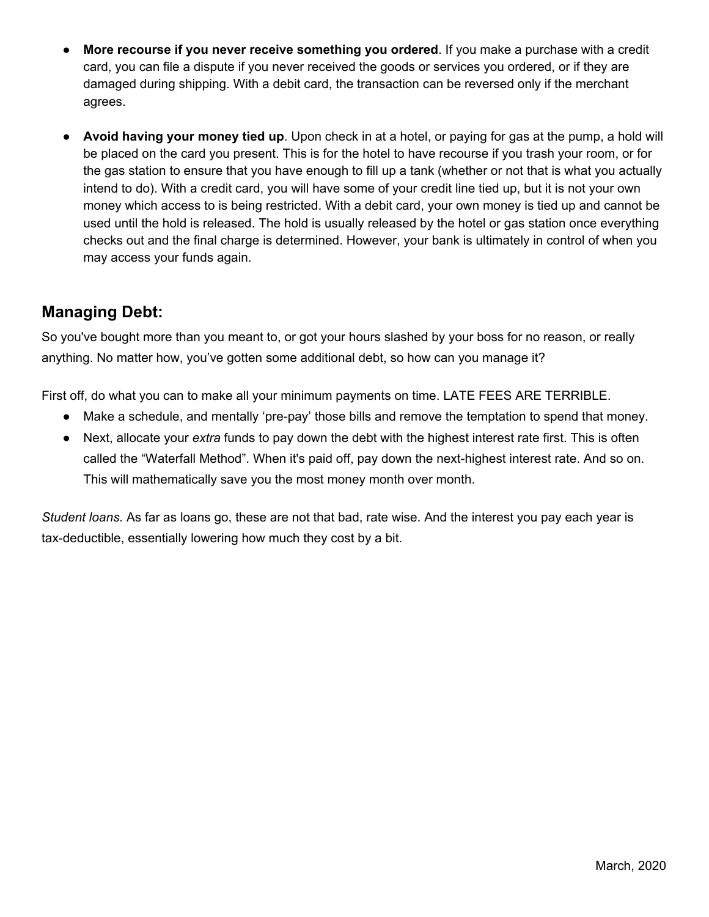- **More recourse if you never receive something you ordered**. If you make a purchase with a credit card, you can file a dispute if you never received the goods or services you ordered, or if they are damaged during shipping. With a debit card, the transaction can be reversed only if the merchant agrees.

- **Avoid having your money tied up**. Upon check in at a hotel, or paying for gas at the pump, a hold will be placed on the card you present. This is for the hotel to have recourse if you trash your room, or for the gas station to ensure that you have enough to fill up a tank (whether or not that is what you actually intend to do). With a credit card, you will have some of your credit line tied up, but it is not your own money which access to is being restricted. With a debit card, your own money is tied up and cannot be used until the hold is released. The hold is usually released by the hotel or gas station once everything checks out and the final charge is determined. However, your bank is ultimately in control of when you may access your funds again.

## Managing Debt:

So you've bought more than you meant to, or got your hours slashed by your boss for no reason, or really anything. No matter how, you've gotten some additional debt, so how can you manage it?

First off, do what you can to make all your minimum payments on time. LATE FEES ARE TERRIBLE.

- Make a schedule, and mentally 'pre-pay' those bills and remove the temptation to spend that money.
- Next, allocate your *extra* funds to pay down the debt with the highest interest rate first. This is often called the "Waterfall Method". When it's paid off, pay down the next-highest interest rate. And so on. This will mathematically save you the most money month over month.

*Student loans.* As far as loans go, these are not that bad, rate wise. And the interest you pay each year is tax-deductible, essentially lowering how much they cost by a bit.

March, 2020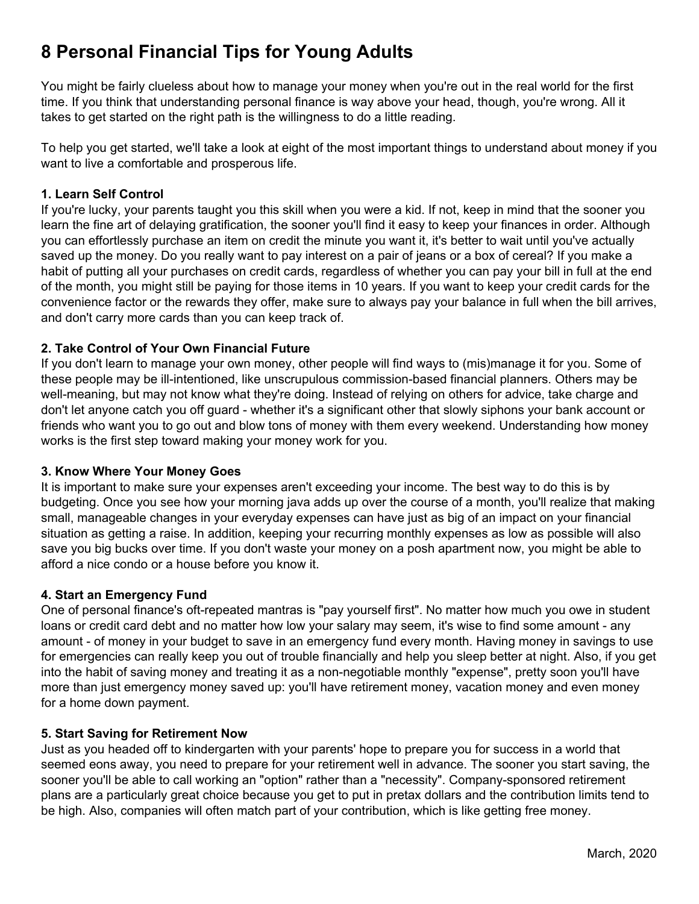# 8 Personal Financial Tips for Young Adults

You might be fairly clueless about how to manage your money when you're out in the real world for the first time. If you think that understanding personal finance is way above your head, though, you're wrong. All it takes to get started on the right path is the willingness to do a little reading.

To help you get started, we'll take a look at eight of the most important things to understand about money if you want to live a comfortable and prosperous life.

**1. Learn Self Control**

If you're lucky, your parents taught you this skill when you were a kid. If not, keep in mind that the sooner you learn the fine art of delaying gratification, the sooner you'll find it easy to keep your finances in order. Although you can effortlessly purchase an item on credit the minute you want it, it's better to wait until you've actually saved up the money. Do you really want to pay interest on a pair of jeans or a box of cereal? If you make a habit of putting all your purchases on credit cards, regardless of whether you can pay your bill in full at the end of the month, you might still be paying for those items in 10 years. If you want to keep your credit cards for the convenience factor or the rewards they offer, make sure to always pay your balance in full when the bill arrives, and don't carry more cards than you can keep track of.

**2. Take Control of Your Own Financial Future**

If you don't learn to manage your own money, other people will find ways to (mis)manage it for you. Some of these people may be ill-intentioned, like unscrupulous commission-based financial planners. Others may be well-meaning, but may not know what they're doing. Instead of relying on others for advice, take charge and don't let anyone catch you off guard - whether it's a significant other that slowly siphons your bank account or friends who want you to go out and blow tons of money with them every weekend. Understanding how money works is the first step toward making your money work for you.

**3. Know Where Your Money Goes**

It is important to make sure your expenses aren't exceeding your income. The best way to do this is by budgeting. Once you see how your morning java adds up over the course of a month, you'll realize that making small, manageable changes in your everyday expenses can have just as big of an impact on your financial situation as getting a raise. In addition, keeping your recurring monthly expenses as low as possible will also save you big bucks over time. If you don't waste your money on a posh apartment now, you might be able to afford a nice condo or a house before you know it.

**4. Start an Emergency Fund**

One of personal finance's oft-repeated mantras is "pay yourself first". No matter how much you owe in student loans or credit card debt and no matter how low your salary may seem, it's wise to find some amount - any amount - of money in your budget to save in an emergency fund every month. Having money in savings to use for emergencies can really keep you out of trouble financially and help you sleep better at night. Also, if you get into the habit of saving money and treating it as a non-negotiable monthly "expense", pretty soon you'll have more than just emergency money saved up: you'll have retirement money, vacation money and even money for a home down payment.

**5. Start Saving for Retirement Now**

Just as you headed off to kindergarten with your parents' hope to prepare you for success in a world that seemed eons away, you need to prepare for your retirement well in advance. The sooner you start saving, the sooner you'll be able to call working an "option" rather than a "necessity". Company-sponsored retirement plans are a particularly great choice because you get to put in pretax dollars and the contribution limits tend to be high. Also, companies will often match part of your contribution, which is like getting free money.

March, 2020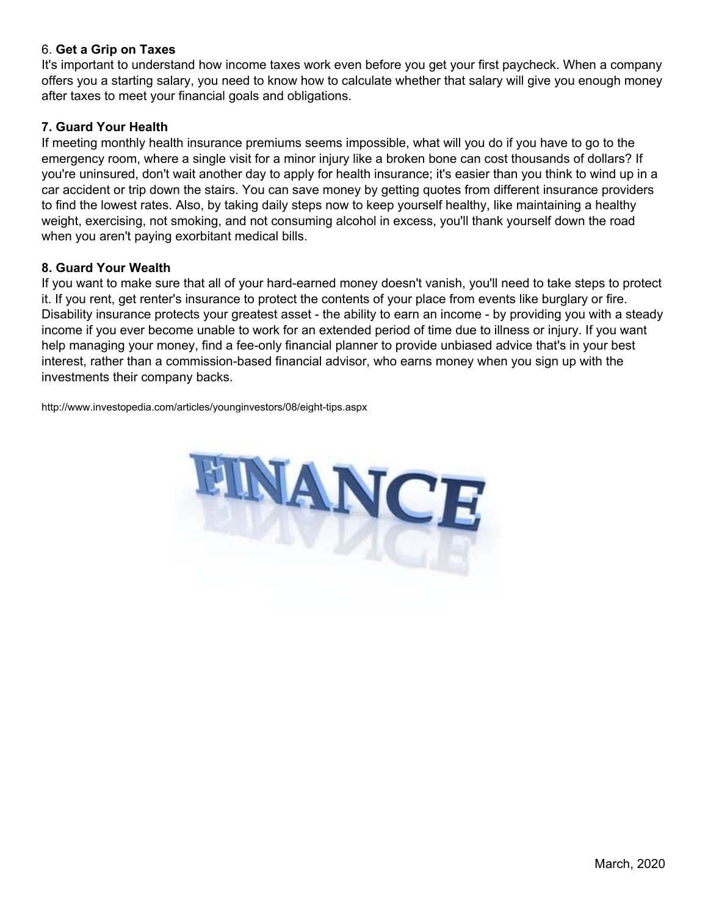6. **Get a Grip on Taxes**

It's important to understand how income taxes work even before you get your first paycheck. When a company offers you a starting salary, you need to know how to calculate whether that salary will give you enough money after taxes to meet your financial goals and obligations.

**7. Guard Your Health**

If meeting monthly health insurance premiums seems impossible, what will you do if you have to go to the emergency room, where a single visit for a minor injury like a broken bone can cost thousands of dollars? If you're uninsured, don't wait another day to apply for health insurance; it's easier than you think to wind up in a car accident or trip down the stairs. You can save money by getting quotes from different insurance providers to find the lowest rates. Also, by taking daily steps now to keep yourself healthy, like maintaining a healthy weight, exercising, not smoking, and not consuming alcohol in excess, you'll thank yourself down the road when you aren't paying exorbitant medical bills.

**8. Guard Your Wealth**

If you want to make sure that all of your hard-earned money doesn't vanish, you'll need to take steps to protect it. If you rent, get renter's insurance to protect the contents of your place from events like burglary or fire. Disability insurance protects your greatest asset - the ability to earn an income - by providing you with a steady income if you ever become unable to work for an extended period of time due to illness or injury. If you want help managing your money, find a fee-only financial planner to provide unbiased advice that's in your best interest, rather than a commission-based financial advisor, who earns money when you sign up with the investments their company backs.

http://www.investopedia.com/articles/younginvestors/08/eight-tips.aspx

FINANCE

March, 2020